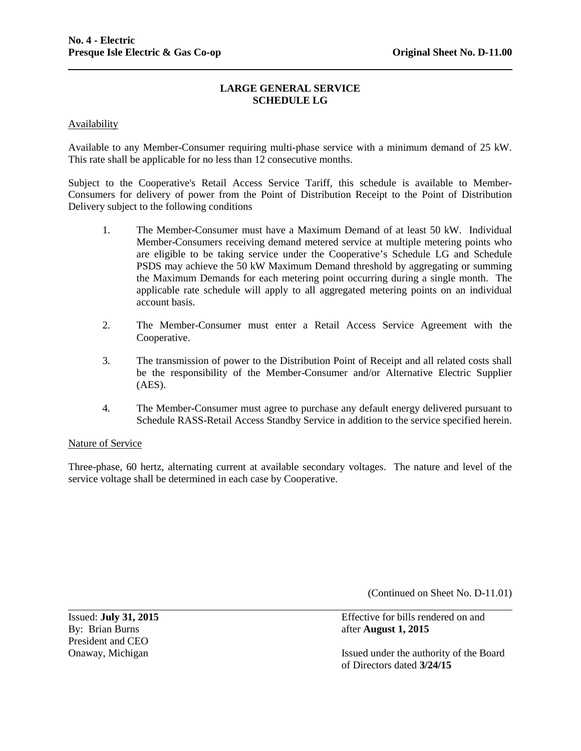# LARGE GENERAL SERVICE
# SCHEDULE LG

## Availability

Available to any Member-Consumer requiring multi-phase service with a minimum demand of 25 kW. This rate shall be applicable for no less than 12 consecutive months.

Subject to the Cooperative's Retail Access Service Tariff, this schedule is available to Member-Consumers for delivery of power from the Point of Distribution Receipt to the Point of Distribution Delivery subject to the following conditions

1. The Member-Consumer must have a Maximum Demand of at least 50 kW. Individual Member-Consumers receiving demand metered service at multiple metering points who are eligible to be taking service under the Cooperative's Schedule LG and Schedule PSDS may achieve the 50 kW Maximum Demand threshold by aggregating or summing the Maximum Demands for each metering point occurring during a single month. The applicable rate schedule will apply to all aggregated metering points on an individual account basis.

2. The Member-Consumer must enter a Retail Access Service Agreement with the Cooperative.

3. The transmission of power to the Distribution Point of Receipt and all related costs shall be the responsibility of the Member-Consumer and/or Alternative Electric Supplier (AES).

4. The Member-Consumer must agree to purchase any default energy delivered pursuant to Schedule RASS-Retail Access Standby Service in addition to the service specified herein.

## Nature of Service

Three-phase, 60 hertz, alternating current at available secondary voltages. The nature and level of the service voltage shall be determined in each case by Cooperative.

(Continued on Sheet No. D-11.01)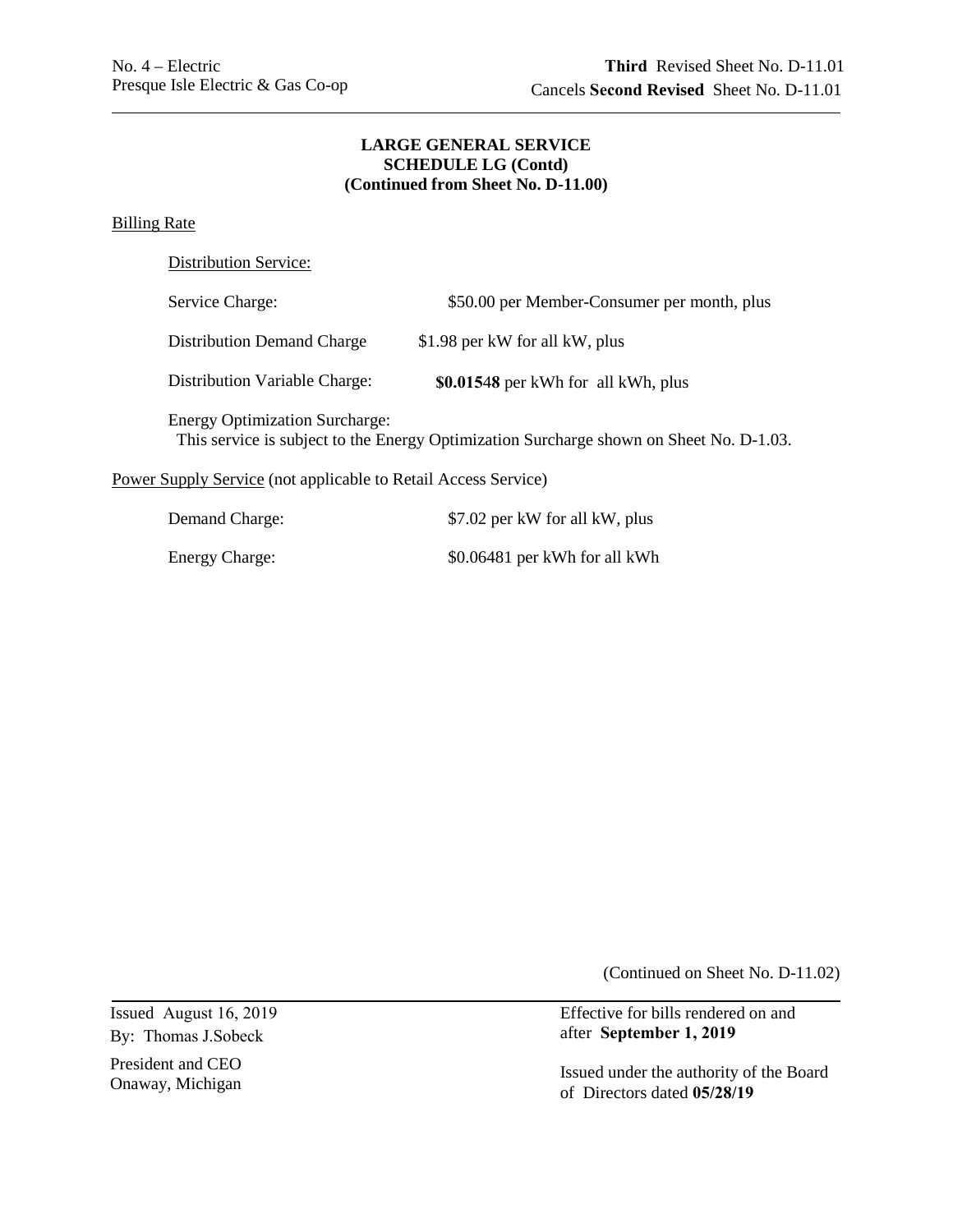No. 4 – Electric
Presque Isle Electric & Gas Co-op

**Third** Revised Sheet No. D-11.01
Cancels **Second Revised** Sheet No. D-11.01

**LARGE GENERAL SERVICE**
**SCHEDULE LG (Contd)**
**(Continued from Sheet No. D-11.00)**

Billing Rate

Distribution Service:

| | |
|---|---|
| Service Charge: | \$50.00 per Member-Consumer per month, plus |
| Distribution Demand Charge | \$1.98 per kW for all kW, plus |
| Distribution Variable Charge: | **\$0.01548** per kWh for all kWh, plus |

Energy Optimization Surcharge:
This service is subject to the Energy Optimization Surcharge shown on Sheet No. D-1.03.

Power Supply Service (not applicable to Retail Access Service)

| | |
|---|---|
| Demand Charge: | \$7.02 per kW for all kW, plus |
| Energy Charge: | \$0.06481 per kWh for all kWh |

(Continued on Sheet No. D-11.02)

Issued August 16, 2019
By: Thomas J.Sobeck
President and CEO
Onaway, Michigan

Effective for bills rendered on and after **September 1, 2019**

Issued under the authority of the Board of Directors dated **05/28/19**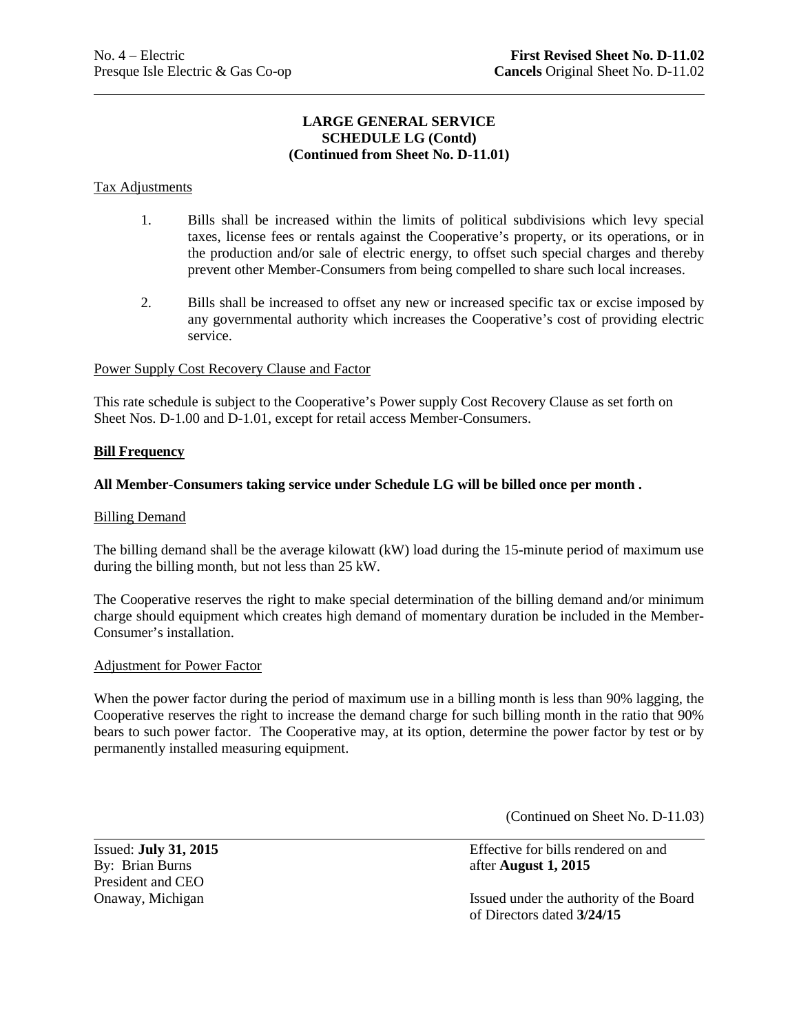No. 4 – Electric
Presque Isle Electric & Gas Co-op

**First Revised Sheet No. D-11.02**
**Cancels** Original Sheet No. D-11.02

**LARGE GENERAL SERVICE**
**SCHEDULE LG (Contd)**
**(Continued from Sheet No. D-11.01)**

Tax Adjustments

1. Bills shall be increased within the limits of political subdivisions which levy special taxes, license fees or rentals against the Cooperative's property, or its operations, or in the production and/or sale of electric energy, to offset such special charges and thereby prevent other Member-Consumers from being compelled to share such local increases.

2. Bills shall be increased to offset any new or increased specific tax or excise imposed by any governmental authority which increases the Cooperative's cost of providing electric service.

Power Supply Cost Recovery Clause and Factor

This rate schedule is subject to the Cooperative's Power supply Cost Recovery Clause as set forth on Sheet Nos. D-1.00 and D-1.01, except for retail access Member-Consumers.

**Bill Frequency**

**All Member-Consumers taking service under Schedule LG will be billed once per month .**

Billing Demand

The billing demand shall be the average kilowatt (kW) load during the 15-minute period of maximum use during the billing month, but not less than 25 kW.

The Cooperative reserves the right to make special determination of the billing demand and/or minimum charge should equipment which creates high demand of momentary duration be included in the Member-Consumer's installation.

Adjustment for Power Factor

When the power factor during the period of maximum use in a billing month is less than 90% lagging, the Cooperative reserves the right to increase the demand charge for such billing month in the ratio that 90% bears to such power factor. The Cooperative may, at its option, determine the power factor by test or by permanently installed measuring equipment.

(Continued on Sheet No. D-11.03)

Issued: **July 31, 2015**
By: Brian Burns
President and CEO
Onaway, Michigan

Effective for bills rendered on and after **August 1, 2015**

Issued under the authority of the Board of Directors dated **3/24/15**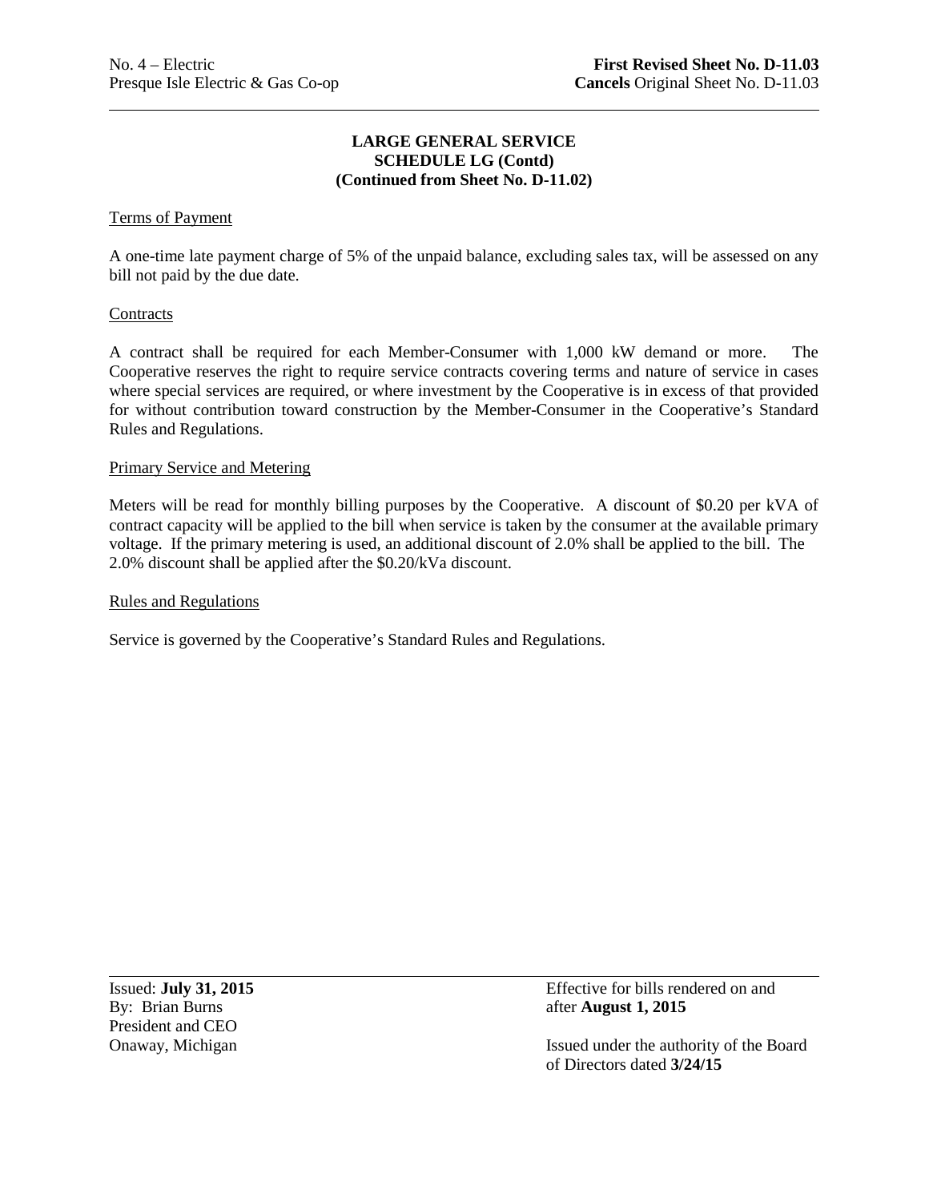No. 4 – Electric
Presque Isle Electric & Gas Co-op

**First Revised Sheet No. D-11.03**
**Cancels** Original Sheet No. D-11.03

**LARGE GENERAL SERVICE**
**SCHEDULE LG (Contd)**
**(Continued from Sheet No. D-11.02)**

Terms of Payment

A one-time late payment charge of 5% of the unpaid balance, excluding sales tax, will be assessed on any bill not paid by the due date.

Contracts

A contract shall be required for each Member-Consumer with 1,000 kW demand or more. The Cooperative reserves the right to require service contracts covering terms and nature of service in cases where special services are required, or where investment by the Cooperative is in excess of that provided for without contribution toward construction by the Member-Consumer in the Cooperative's Standard Rules and Regulations.

Primary Service and Metering

Meters will be read for monthly billing purposes by the Cooperative. A discount of $0.20 per kVA of contract capacity will be applied to the bill when service is taken by the consumer at the available primary voltage. If the primary metering is used, an additional discount of 2.0% shall be applied to the bill. The 2.0% discount shall be applied after the $0.20/kVa discount.

Rules and Regulations

Service is governed by the Cooperative's Standard Rules and Regulations.

Issued: **July 31, 2015**
By: Brian Burns
President and CEO
Onaway, Michigan

Effective for bills rendered on and after **August 1, 2015**

Issued under the authority of the Board of Directors dated **3/24/15**